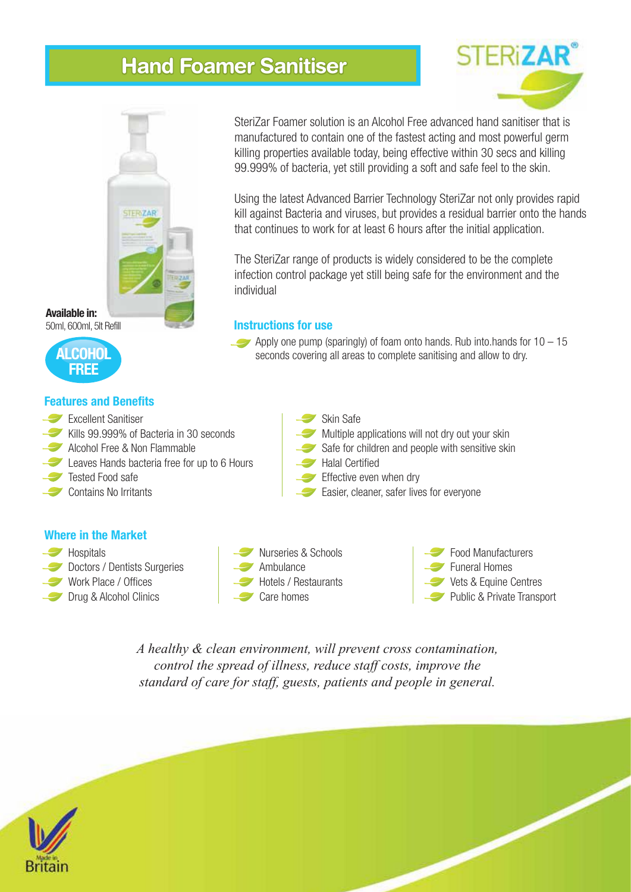# Hand Foamer Sanitiser

STERiZAR®

SteriZar Foamer solution is an Alcohol Free advanced hand sanitiser that is manufactured to contain one of the fastest acting and most powerful germ killing properties available today, being effective within 30 secs and killing 99.999% of bacteria, yet still providing a soft and safe feel to the skin.

Using the latest Advanced Barrier Technology SteriZar not only provides rapid kill against Bacteria and viruses, but provides a residual barrier onto the hands that continues to work for at least 6 hours after the initial application.

The SteriZar range of products is widely considered to be the complete infection control package yet still being safe for the environment and the individual

**Available in:**
50ml, 600ml, 5lt Refill

**ALCOHOL FREE**

### Instructions for use

- Apply one pump (sparingly) of foam onto hands. Rub into.hands for 10 – 15 seconds covering all areas to complete sanitising and allow to dry.

### Features and Benefits

- Excellent Sanitiser
- Kills 99.999% of Bacteria in 30 seconds
- Alcohol Free & Non Flammable
- Leaves Hands bacteria free for up to 6 Hours
- Tested Food safe
- Contains No Irritants
- Skin Safe
- Multiple applications will not dry out your skin
- Safe for children and people with sensitive skin
- Halal Certified
- Effective even when dry
- Easier, cleaner, safer lives for everyone

### Where in the Market

- Hospitals
- Doctors / Dentists Surgeries
- Work Place / Offices
- Drug & Alcohol Clinics
- Nurseries & Schools
- Ambulance
- Hotels / Restaurants
- Care homes
- Food Manufacturers
- Funeral Homes
- Vets & Equine Centres
- Public & Private Transport

*A healthy & clean environment, will prevent cross contamination, control the spread of illness, reduce staff costs, improve the standard of care for staff, guests, patients and people in general.*

Made in Britain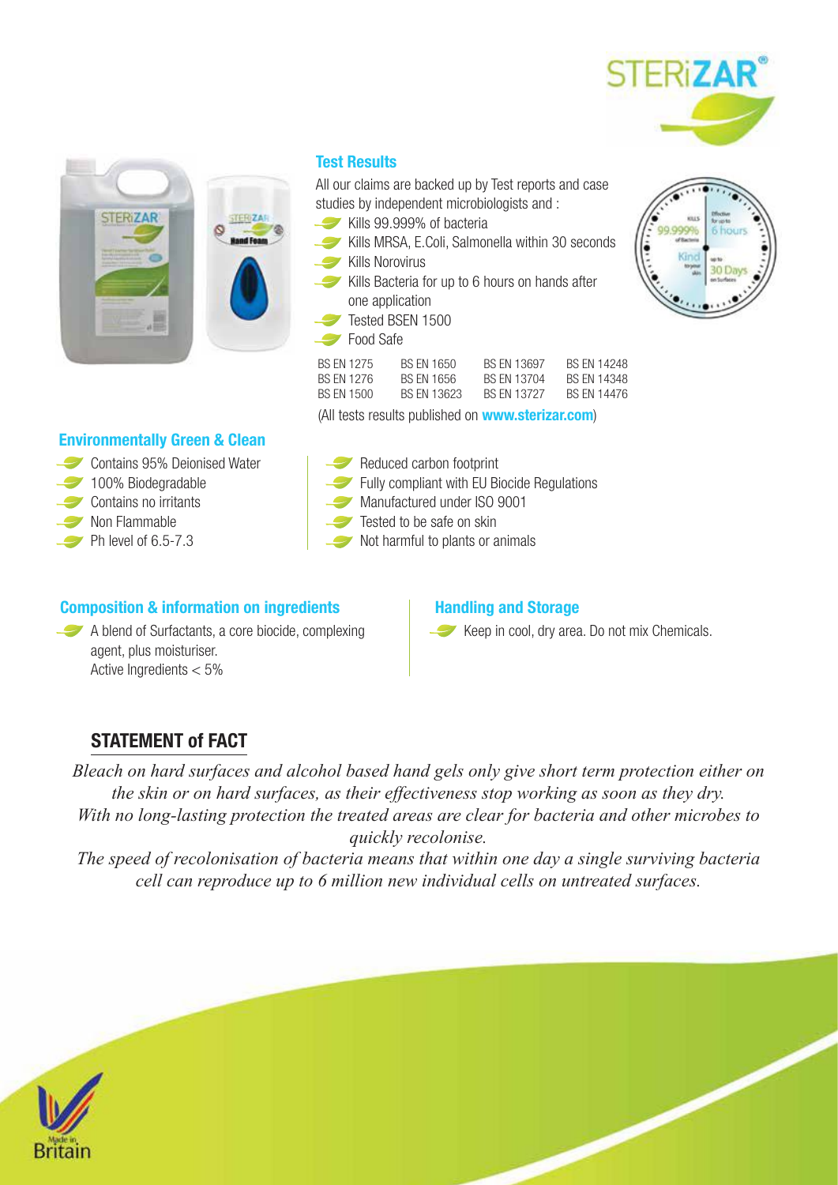## Test Results

All our claims are backed up by Test reports and case studies by independent microbiologists and :

- Kills 99.999% of bacteria
- Kills MRSA, E.Coli, Salmonella within 30 seconds
- Kills Norovirus
- Kills Bacteria for up to 6 hours on hands after one application
- Tested BSEN 1500
- Food Safe

| | | | |
|---|---|---|---|
| BS EN 1275 | BS EN 1650 | BS EN 13697 | BS EN 14248 |
| BS EN 1276 | BS EN 1656 | BS EN 13704 | BS EN 14348 |
| BS EN 1500 | BS EN 13623 | BS EN 13727 | BS EN 14476 |

(All tests results published on **www.sterizar.com**)

## Environmentally Green & Clean

- Contains 95% Deionised Water
- 100% Biodegradable
- Contains no irritants
- Non Flammable
- Ph level of 6.5-7.3
- Reduced carbon footprint
- Fully compliant with EU Biocide Regulations
- Manufactured under ISO 9001
- Tested to be safe on skin
- Not harmful to plants or animals

## Composition & information on ingredients

- A blend of Surfactants, a core biocide, complexing agent, plus moisturiser.
  Active Ingredients < 5%

## Handling and Storage

- Keep in cool, dry area. Do not mix Chemicals.

## STATEMENT of FACT

*Bleach on hard surfaces and alcohol based hand gels only give short term protection either on the skin or on hard surfaces, as their effectiveness stop working as soon as they dry.*
*With no long-lasting protection the treated areas are clear for bacteria and other microbes to quickly recolonise.*
*The speed of recolonisation of bacteria means that within one day a single surviving bacteria cell can reproduce up to 6 million new individual cells on untreated surfaces.*